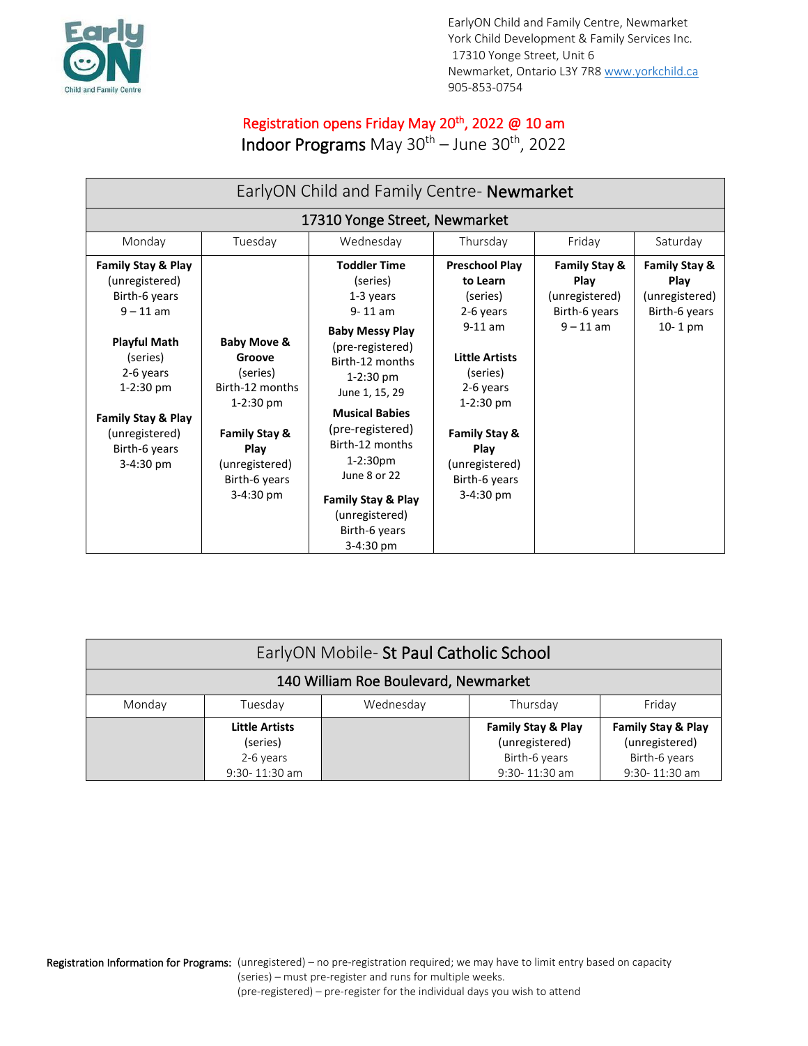EarlyON Child and Family Centre, Newmarket
York Child Development & Family Services Inc.
17310 Yonge Street, Unit 6
Newmarket, Ontario L3Y 7R8 www.yorkchild.ca
905-853-0754

**Registration opens Friday May 20th, 2022 @ 10 am**

**Indoor Programs** May 30th – June 30th, 2022

## EarlyON Child and Family Centre- **Newmarket**

### 17310 Yonge Street, Newmarket

| Monday | Tuesday | Wednesday | Thursday | Friday | Saturday |
| --- | --- | --- | --- | --- | --- |
| **Family Stay & Play** (unregistered) Birth-6 years 9 – 11 am<br><br>**Playful Math** (series) 2-6 years 1-2:30 pm<br><br>**Family Stay & Play** (unregistered) Birth-6 years 3-4:30 pm | **Baby Move & Groove** (series) Birth-12 months 1-2:30 pm<br><br>**Family Stay & Play** (unregistered) Birth-6 years 3-4:30 pm | **Toddler Time** (series) 1-3 years 9- 11 am<br><br>**Baby Messy Play** (pre-registered) Birth-12 months 1-2:30 pm June 1, 15, 29<br><br>**Musical Babies** (pre-registered) Birth-12 months 1-2:30pm June 8 or 22<br><br>**Family Stay & Play** (unregistered) Birth-6 years 3-4:30 pm | **Preschool Play to Learn** (series) 2-6 years 9-11 am<br><br>**Little Artists** (series) 2-6 years 1-2:30 pm<br><br>**Family Stay & Play** (unregistered) Birth-6 years 3-4:30 pm | **Family Stay & Play** (unregistered) Birth-6 years 9 – 11 am | **Family Stay & Play** (unregistered) Birth-6 years 10- 1 pm |

## EarlyON Mobile- **St Paul Catholic School**

### 140 William Roe Boulevard, Newmarket

| Monday | Tuesday | Wednesday | Thursday | Friday |
| --- | --- | --- | --- | --- |
| | **Little Artists** (series) 2-6 years 9:30- 11:30 am | | **Family Stay & Play** (unregistered) Birth-6 years 9:30- 11:30 am | **Family Stay & Play** (unregistered) Birth-6 years 9:30- 11:30 am |

**Registration Information for Programs:**
(unregistered) – no pre-registration required; we may have to limit entry based on capacity
(series) – must pre-register and runs for multiple weeks.
(pre-registered) – pre-register for the individual days you wish to attend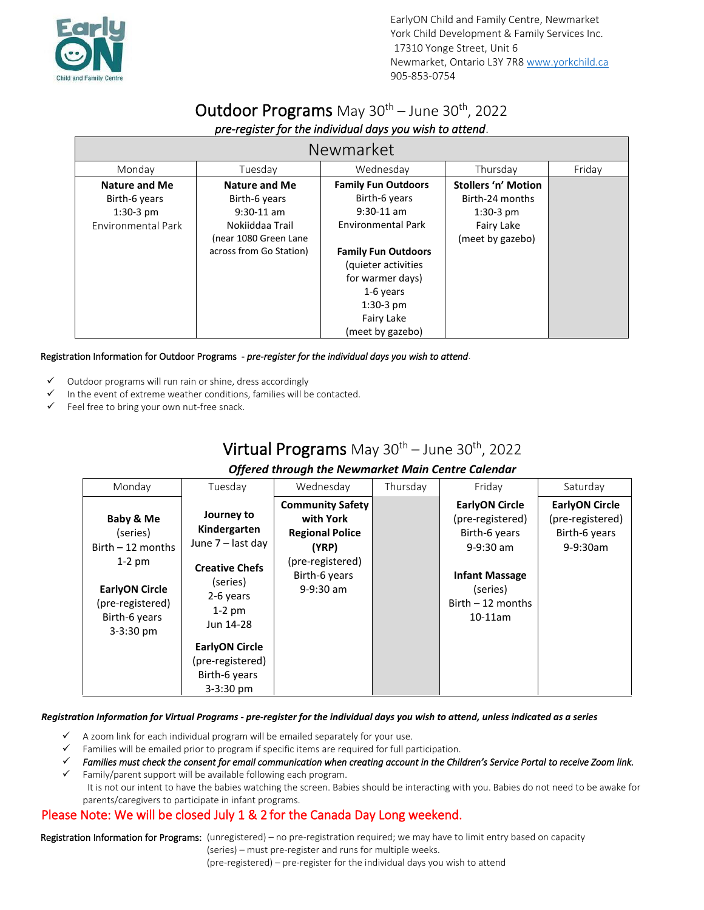EarlyON Child and Family Centre, Newmarket
York Child Development & Family Services Inc.
17310 Yonge Street, Unit 6
Newmarket, Ontario L3Y 7R8 www.yorkchild.ca
905-853-0754

# Outdoor Programs May 30th – June 30th, 2022

*pre-register for the individual days you wish to attend.*

| Newmarket | | | | |
|---|---|---|---|---|
| Monday | Tuesday | Wednesday | Thursday | Friday |
| **Nature and Me**<br>Birth-6 years<br>1:30-3 pm<br>Environmental Park | **Nature and Me**<br>Birth-6 years<br>9:30-11 am<br>Nokiiddaa Trail<br>(near 1080 Green Lane across from Go Station) | **Family Fun Outdoors**<br>Birth-6 years<br>9:30-11 am<br>Environmental Park<br><br>**Family Fun Outdoors**<br>(quieter activities for warmer days)<br>1-6 years<br>1:30-3 pm<br>Fairy Lake<br>(meet by gazebo) | **Stollers 'n' Motion**<br>Birth-24 months<br>1:30-3 pm<br>Fairy Lake<br>(meet by gazebo) | |

Registration Information for Outdoor Programs - *pre-register for the individual days you wish to attend.*

- ✓ Outdoor programs will run rain or shine, dress accordingly
- ✓ In the event of extreme weather conditions, families will be contacted.
- ✓ Feel free to bring your own nut-free snack.

# Virtual Programs May 30th – June 30th, 2022

***Offered through the Newmarket Main Centre Calendar***

| Monday | Tuesday | Wednesday | Thursday | Friday | Saturday |
|---|---|---|---|---|---|
| **Baby & Me**<br>(series)<br>Birth – 12 months<br>1-2 pm<br><br>**EarlyON Circle**<br>(pre-registered)<br>Birth-6 years<br>3-3:30 pm | **Journey to Kindergarten**<br>June 7 – last day<br><br>**Creative Chefs**<br>(series)<br>2-6 years<br>1-2 pm<br>Jun 14-28<br><br>**EarlyON Circle**<br>(pre-registered)<br>Birth-6 years<br>3-3:30 pm | **Community Safety with York Regional Police (YRP)**<br>(pre-registered)<br>Birth-6 years<br>9-9:30 am | | **EarlyON Circle**<br>(pre-registered)<br>Birth-6 years<br>9-9:30 am<br><br>**Infant Massage**<br>(series)<br>Birth – 12 months<br>10-11am | **EarlyON Circle**<br>(pre-registered)<br>Birth-6 years<br>9-9:30am |

***Registration Information for Virtual Programs - pre-register for the individual days you wish to attend, unless indicated as a series***

- ✓ A zoom link for each individual program will be emailed separately for your use.
- ✓ Families will be emailed prior to program if specific items are required for full participation.
- ✓ ***Families must check the consent for email communication when creating account in the Children's Service Portal to receive Zoom link.***
- ✓ Family/parent support will be available following each program.
  It is not our intent to have the babies watching the screen. Babies should be interacting with you. Babies do not need to be awake for parents/caregivers to participate in infant programs.

## Please Note: We will be closed July 1 & 2 for the Canada Day Long weekend.

Registration Information for Programs: (unregistered) – no pre-registration required; we may have to limit entry based on capacity
(series) – must pre-register and runs for multiple weeks.
(pre-registered) – pre-register for the individual days you wish to attend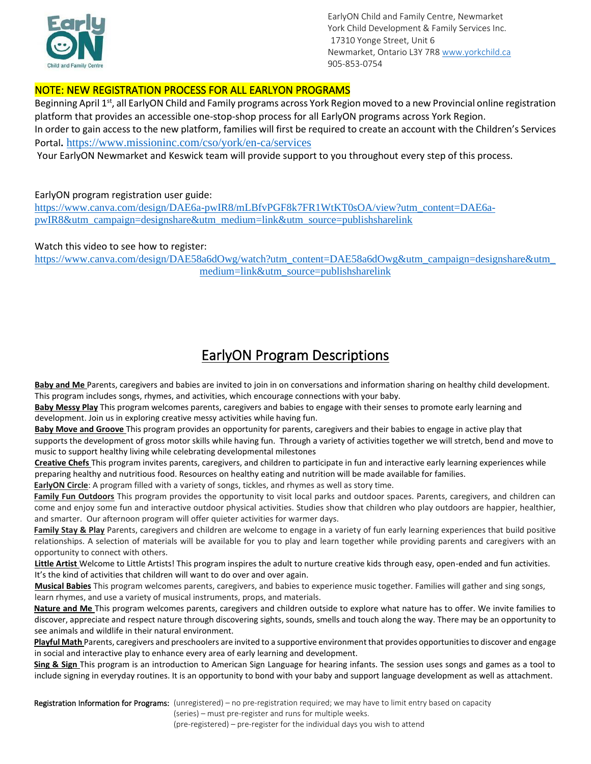EarlyON Child and Family Centre, Newmarket
York Child Development & Family Services Inc.
17310 Yonge Street, Unit 6
Newmarket, Ontario L3Y 7R8 www.yorkchild.ca
905-853-0754

**NOTE: NEW REGISTRATION PROCESS FOR ALL EARLYON PROGRAMS**

Beginning April 1st, all EarlyON Child and Family programs across York Region moved to a new Provincial online registration platform that provides an accessible one-stop-shop process for all EarlyON programs across York Region.
In order to gain access to the new platform, families will first be required to create an account with the Children's Services Portal. https://www.missioninc.com/cso/york/en-ca/services
Your EarlyON Newmarket and Keswick team will provide support to you throughout every step of this process.

EarlyON program registration user guide:
https://www.canva.com/design/DAE6a-pwIR8/mLBfvPGF8k7FR1WtKT0sOA/view?utm_content=DAE6a-pwIR8&utm_campaign=designshare&utm_medium=link&utm_source=publishsharelink

Watch this video to see how to register:
https://www.canva.com/design/DAE58a6dOwg/watch?utm_content=DAE58a6dOwg&utm_campaign=designshare&utm_medium=link&utm_source=publishsharelink

# EarlyON Program Descriptions

**Baby and Me** Parents, caregivers and babies are invited to join in on conversations and information sharing on healthy child development. This program includes songs, rhymes, and activities, which encourage connections with your baby.

**Baby Messy Play** This program welcomes parents, caregivers and babies to engage with their senses to promote early learning and development. Join us in exploring creative messy activities while having fun.

**Baby Move and Groove** This program provides an opportunity for parents, caregivers and their babies to engage in active play that supports the development of gross motor skills while having fun. Through a variety of activities together we will stretch, bend and move to music to support healthy living while celebrating developmental milestones

**Creative Chefs** This program invites parents, caregivers, and children to participate in fun and interactive early learning experiences while preparing healthy and nutritious food. Resources on healthy eating and nutrition will be made available for families.

**EarlyON Circle**: A program filled with a variety of songs, tickles, and rhymes as well as story time.

**Family Fun Outdoors** This program provides the opportunity to visit local parks and outdoor spaces. Parents, caregivers, and children can come and enjoy some fun and interactive outdoor physical activities. Studies show that children who play outdoors are happier, healthier, and smarter. Our afternoon program will offer quieter activities for warmer days.

**Family Stay & Play** Parents, caregivers and children are welcome to engage in a variety of fun early learning experiences that build positive relationships. A selection of materials will be available for you to play and learn together while providing parents and caregivers with an opportunity to connect with others.

**Little Artist** Welcome to Little Artists! This program inspires the adult to nurture creative kids through easy, open-ended and fun activities. It's the kind of activities that children will want to do over and over again.

**Musical Babies** This program welcomes parents, caregivers, and babies to experience music together. Families will gather and sing songs, learn rhymes, and use a variety of musical instruments, props, and materials.

**Nature and Me** This program welcomes parents, caregivers and children outside to explore what nature has to offer. We invite families to discover, appreciate and respect nature through discovering sights, sounds, smells and touch along the way. There may be an opportunity to see animals and wildlife in their natural environment.

**Playful Math** Parents, caregivers and preschoolers are invited to a supportive environment that provides opportunities to discover and engage in social and interactive play to enhance every area of early learning and development.

**Sing & Sign** This program is an introduction to American Sign Language for hearing infants. The session uses songs and games as a tool to include signing in everyday routines. It is an opportunity to bond with your baby and support language development as well as attachment.

**Registration Information for Programs:**
(unregistered) – no pre-registration required; we may have to limit entry based on capacity
(series) – must pre-register and runs for multiple weeks.
(pre-registered) – pre-register for the individual days you wish to attend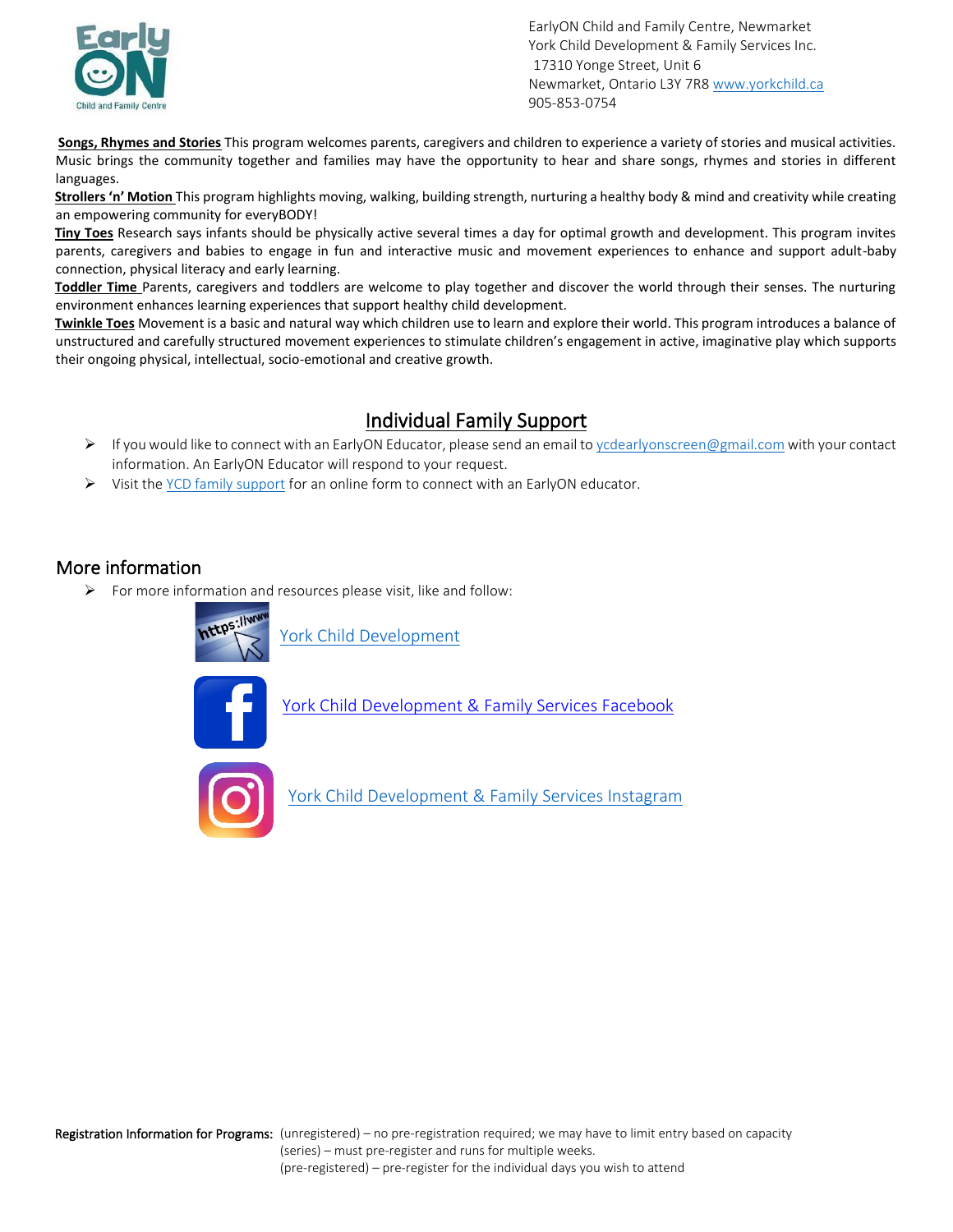EarlyON Child and Family Centre, Newmarket
York Child Development & Family Services Inc.
17310 Yonge Street, Unit 6
Newmarket, Ontario L3Y 7R8 www.yorkchild.ca
905-853-0754

**Songs, Rhymes and Stories** This program welcomes parents, caregivers and children to experience a variety of stories and musical activities. Music brings the community together and families may have the opportunity to hear and share songs, rhymes and stories in different languages.

**Strollers 'n' Motion** This program highlights moving, walking, building strength, nurturing a healthy body & mind and creativity while creating an empowering community for everyBODY!

**Tiny Toes** Research says infants should be physically active several times a day for optimal growth and development. This program invites parents, caregivers and babies to engage in fun and interactive music and movement experiences to enhance and support adult-baby connection, physical literacy and early learning.

**Toddler Time** Parents, caregivers and toddlers are welcome to play together and discover the world through their senses. The nurturing environment enhances learning experiences that support healthy child development.

**Twinkle Toes** Movement is a basic and natural way which children use to learn and explore their world. This program introduces a balance of unstructured and carefully structured movement experiences to stimulate children's engagement in active, imaginative play which supports their ongoing physical, intellectual, socio-emotional and creative growth.

## Individual Family Support

- If you would like to connect with an EarlyON Educator, please send an email to ycdearlyonscreen@gmail.com with your contact information. An EarlyON Educator will respond to your request.
- Visit the YCD family support for an online form to connect with an EarlyON educator.

## More information

- For more information and resources please visit, like and follow:

  York Child Development

  York Child Development & Family Services Facebook

  York Child Development & Family Services Instagram

**Registration Information for Programs:** (unregistered) – no pre-registration required; we may have to limit entry based on capacity
(series) – must pre-register and runs for multiple weeks.
(pre-registered) – pre-register for the individual days you wish to attend